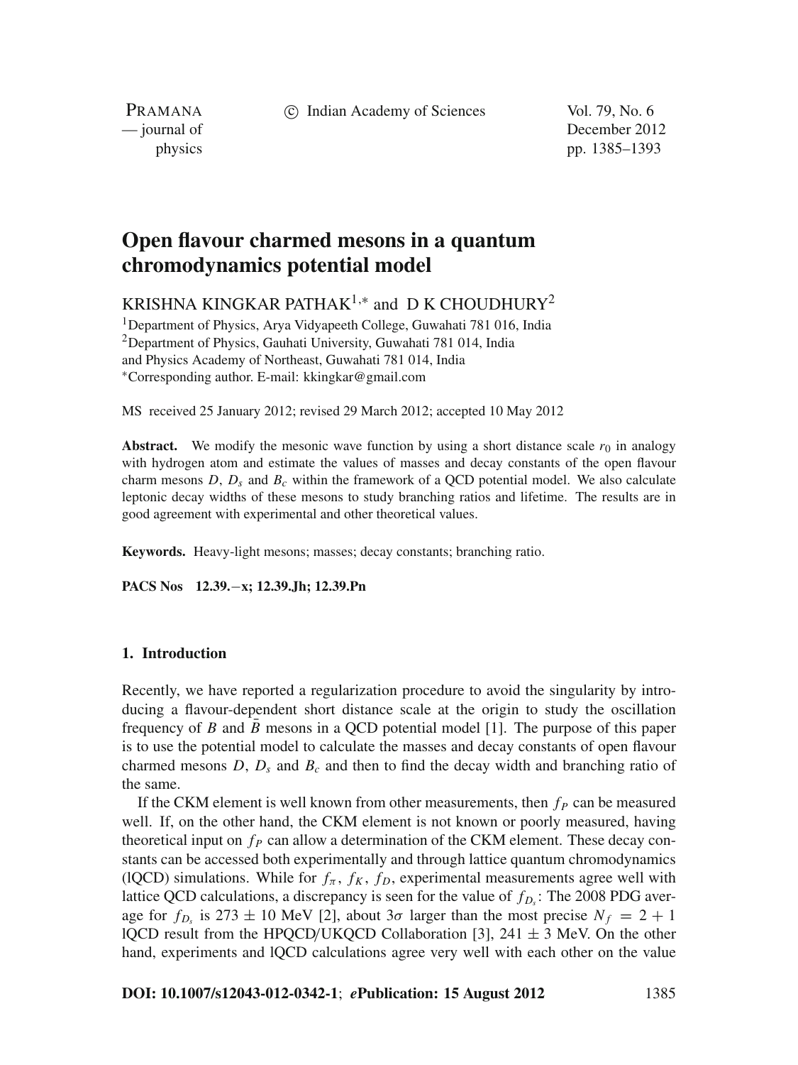# Open flavour charmed mesons in a quantum chromodynamics potential model

KRISHNA KINGKAR PATHAK[1,*] and D K CHOUDHURY[2]

[1]Department of Physics, Arya Vidyapeeth College, Guwahati 781 016, India
[2]Department of Physics, Gauhati University, Guwahati 781 014, India
and Physics Academy of Northeast, Guwahati 781 014, India
*Corresponding author. E-mail: kkingkar@gmail.com

MS received 25 January 2012; revised 29 March 2012; accepted 10 May 2012

**Abstract.** We modify the mesonic wave function by using a short distance scale $r_0$ in analogy with hydrogen atom and estimate the values of masses and decay constants of the open flavour charm mesons $D$, $D_s$ and $B_c$ within the framework of a QCD potential model. We also calculate leptonic decay widths of these mesons to study branching ratios and lifetime. The results are in good agreement with experimental and other theoretical values.

**Keywords.** Heavy-light mesons; masses; decay constants; branching ratio.

**PACS Nos** 12.39.−x; 12.39.Jh; 12.39.Pn

## 1. Introduction

Recently, we have reported a regularization procedure to avoid the singularity by introducing a flavour-dependent short distance scale at the origin to study the oscillation frequency of $B$ and $\bar{B}$ mesons in a QCD potential model [1]. The purpose of this paper is to use the potential model to calculate the masses and decay constants of open flavour charmed mesons $D$, $D_s$ and $B_c$ and then to find the decay width and branching ratio of the same.

If the CKM element is well known from other measurements, then $f_P$ can be measured well. If, on the other hand, the CKM element is not known or poorly measured, having theoretical input on $f_P$ can allow a determination of the CKM element. These decay constants can be accessed both experimentally and through lattice quantum chromodynamics (lQCD) simulations. While for $f_\pi$, $f_K$, $f_D$, experimental measurements agree well with lattice QCD calculations, a discrepancy is seen for the value of $f_{D_s}$: The 2008 PDG average for $f_{D_s}$ is $273 \pm 10$ MeV [2], about $3\sigma$ larger than the most precise $N_f = 2 + 1$ lQCD result from the HPQCD/UKQCD Collaboration [3], $241 \pm 3$ MeV. On the other hand, experiments and lQCD calculations agree very well with each other on the value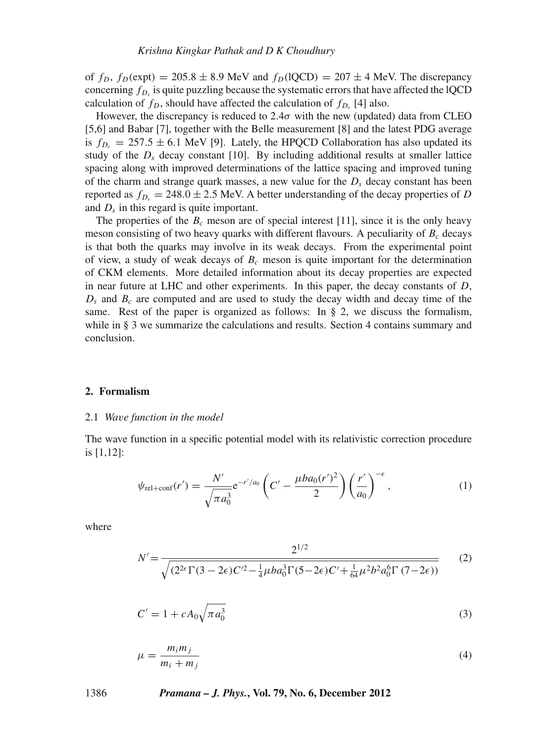of $f_D$, $f_D(\text{expt}) = 205.8 \pm 8.9$ MeV and $f_D(\text{lQCD}) = 207 \pm 4$ MeV. The discrepancy concerning $f_{D_s}$ is quite puzzling because the systematic errors that have affected the lQCD calculation of $f_D$, should have affected the calculation of $f_{D_s}$ [4] also.

However, the discrepancy is reduced to $2.4\sigma$ with the new (updated) data from CLEO [5,6] and Babar [7], together with the Belle measurement [8] and the latest PDG average is $f_{D_s} = 257.5 \pm 6.1$ MeV [9]. Lately, the HPQCD Collaboration has also updated its study of the $D_s$ decay constant [10]. By including additional results at smaller lattice spacing along with improved determinations of the lattice spacing and improved tuning of the charm and strange quark masses, a new value for the $D_s$ decay constant has been reported as $f_{D_s} = 248.0 \pm 2.5$ MeV. A better understanding of the decay properties of $D$ and $D_s$ in this regard is quite important.

The properties of the $B_c$ meson are of special interest [11], since it is the only heavy meson consisting of two heavy quarks with different flavours. A peculiarity of $B_c$ decays is that both the quarks may involve in its weak decays. From the experimental point of view, a study of weak decays of $B_c$ meson is quite important for the determination of CKM elements. More detailed information about its decay properties are expected in near future at LHC and other experiments. In this paper, the decay constants of $D$, $D_s$ and $B_c$ are computed and are used to study the decay width and decay time of the same. Rest of the paper is organized as follows: In § 2, we discuss the formalism, while in § 3 we summarize the calculations and results. Section 4 contains summary and conclusion.

## 2. Formalism

### 2.1 *Wave function in the model*

The wave function in a specific potential model with its relativistic correction procedure is [1,12]:

$$\psi_{\text{rel+conf}}(r') = \frac{N'}{\sqrt{\pi a_0^3}} e^{-r'/a_0} \left( C' - \frac{\mu b a_0 (r')^2}{2} \right) \left( \frac{r'}{a_0} \right)^{-\epsilon}, \tag{1}$$

where

$$N' = \frac{2^{1/2}}{\sqrt{(2^{2\epsilon}\Gamma(3-2\epsilon)C'^2 - \frac{1}{4}\mu b a_0^3 \Gamma(5-2\epsilon)C' + \frac{1}{64}\mu^2 b^2 a_0^6 \Gamma(7-2\epsilon))}} \tag{2}$$

$$C' = 1 + cA_0\sqrt{\pi a_0^3} \tag{3}$$

$$\mu = \frac{m_i m_j}{m_i + m_j} \tag{4}$$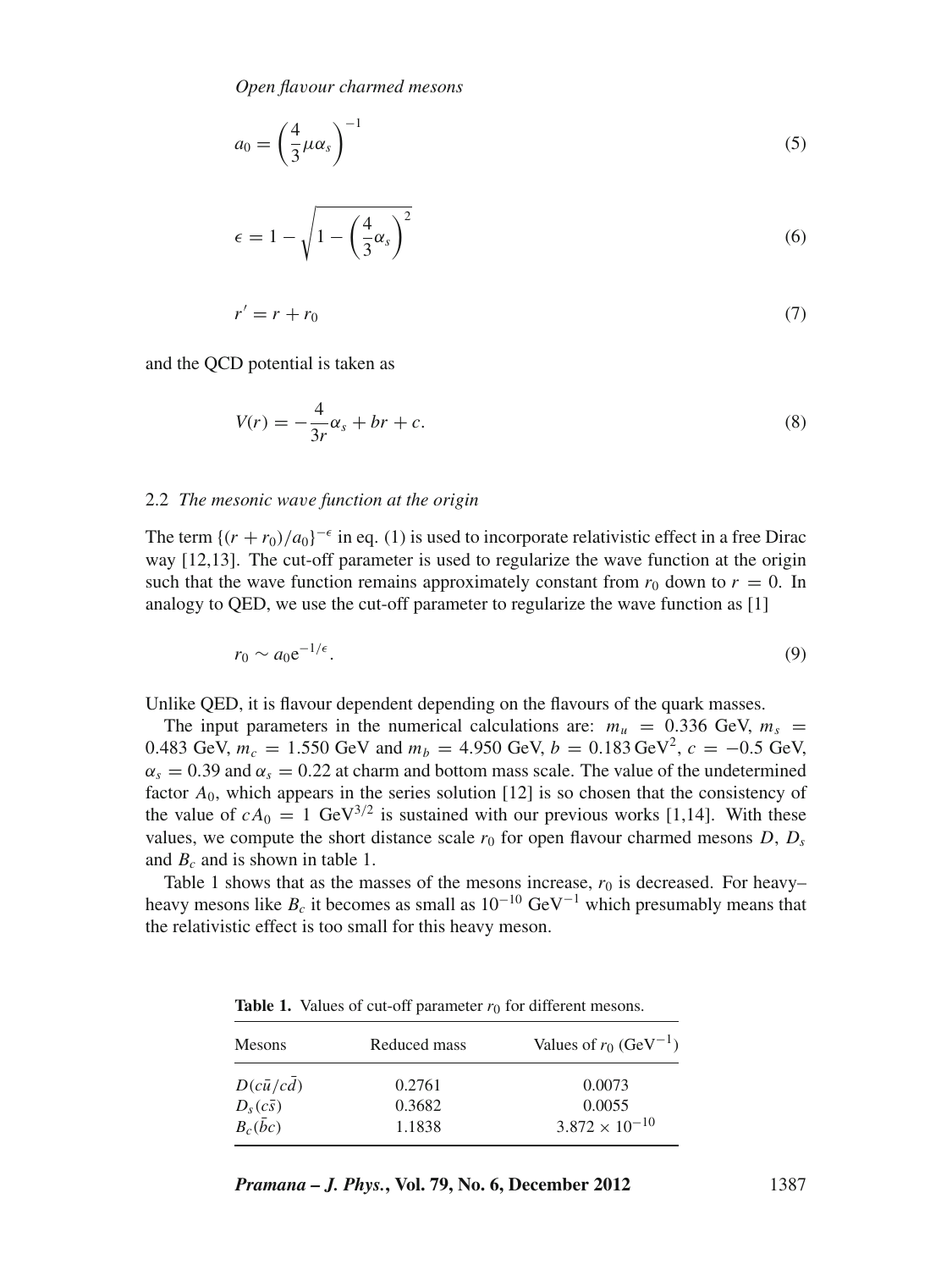$$a_0 = \left(\frac{4}{3}\mu\alpha_s\right)^{-1} \tag{5}$$

$$\epsilon = 1 - \sqrt{1 - \left(\frac{4}{3}\alpha_s\right)^2} \tag{6}$$

$$r' = r + r_0 \tag{7}$$

and the QCD potential is taken as

$$V(r) = -\frac{4}{3r}\alpha_s + br + c. \tag{8}$$

### 2.2 *The mesonic wave function at the origin*

The term $\{(r + r_0)/a_0\}^{-\epsilon}$ in eq. (1) is used to incorporate relativistic effect in a free Dirac way [12,13]. The cut-off parameter is used to regularize the wave function at the origin such that the wave function remains approximately constant from $r_0$ down to $r = 0$. In analogy to QED, we use the cut-off parameter to regularize the wave function as [1]

$$r_0 \sim a_0 \mathrm{e}^{-1/\epsilon}. \tag{9}$$

Unlike QED, it is flavour dependent depending on the flavours of the quark masses.

The input parameters in the numerical calculations are: $m_u = 0.336$ GeV, $m_s = 0.483$ GeV, $m_c = 1.550$ GeV and $m_b = 4.950$ GeV, $b = 0.183\,\mathrm{GeV}^2$, $c = -0.5$ GeV, $\alpha_s = 0.39$ and $\alpha_s = 0.22$ at charm and bottom mass scale. The value of the undetermined factor $A_0$, which appears in the series solution [12] is so chosen that the consistency of the value of $cA_0 = 1\ \mathrm{GeV}^{3/2}$ is sustained with our previous works [1,14]. With these values, we compute the short distance scale $r_0$ for open flavour charmed mesons $D$, $D_s$ and $B_c$ and is shown in table 1.

Table 1 shows that as the masses of the mesons increase, $r_0$ is decreased. For heavy–heavy mesons like $B_c$ it becomes as small as $10^{-10}\ \mathrm{GeV}^{-1}$ which presumably means that the relativistic effect is too small for this heavy meson.

**Table 1.** Values of cut-off parameter $r_0$ for different mesons.

| Mesons | Reduced mass | Values of $r_0$ ($\mathrm{GeV}^{-1}$) |
|---|---|---|
| $D(c\bar{u}/c\bar{d})$ | 0.2761 | 0.0073 |
| $D_s(c\bar{s})$ | 0.3682 | 0.0055 |
| $B_c(\bar{b}c)$ | 1.1838 | $3.872 \times 10^{-10}$ |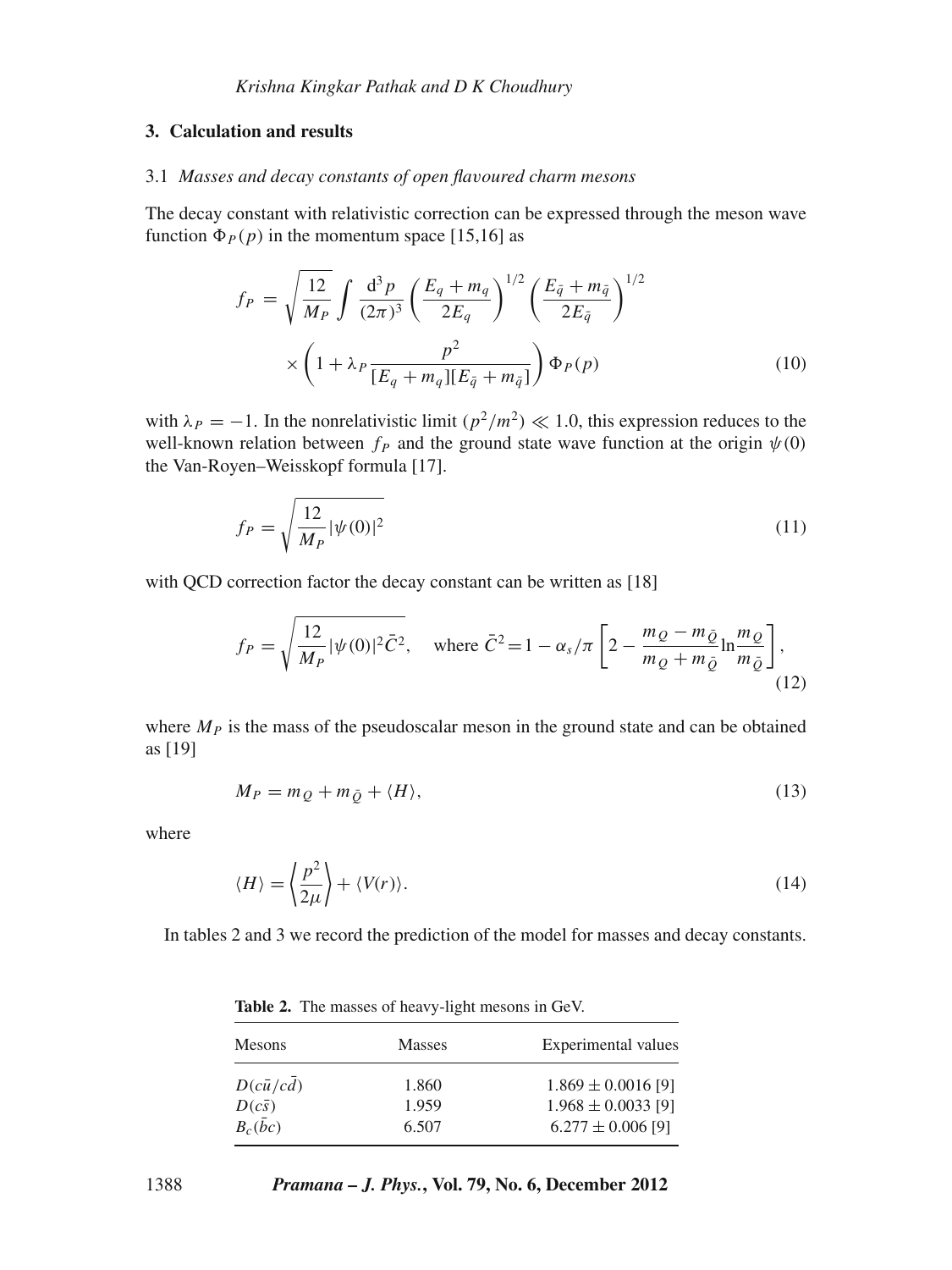## 3. Calculation and results

### 3.1 *Masses and decay constants of open flavoured charm mesons*

The decay constant with relativistic correction can be expressed through the meson wave function $\Phi_P(p)$ in the momentum space [15,16] as

$$f_P = \sqrt{\frac{12}{M_P}} \int \frac{d^3 p}{(2\pi)^3} \left(\frac{E_q + m_q}{2E_q}\right)^{1/2} \left(\frac{E_{\bar{q}} + m_{\bar{q}}}{2E_{\bar{q}}}\right)^{1/2} \times \left(1 + \lambda_P \frac{p^2}{[E_q + m_q][E_{\bar{q}} + m_{\bar{q}}]}\right) \Phi_P(p) \tag{10}$$

with $\lambda_P = -1$. In the nonrelativistic limit $(p^2/m^2) \ll 1.0$, this expression reduces to the well-known relation between $f_P$ and the ground state wave function at the origin $\psi(0)$ the Van-Royen–Weisskopf formula [17].

$$f_P = \sqrt{\frac{12}{M_P}|\psi(0)|^2} \tag{11}$$

with QCD correction factor the decay constant can be written as [18]

$$f_P = \sqrt{\frac{12}{M_P}|\psi(0)|^2 \bar{C}^2}, \quad \text{where } \bar{C}^2 = 1 - \alpha_s/\pi \left[2 - \frac{m_Q - m_{\bar{Q}}}{m_Q + m_{\bar{Q}}} \ln\frac{m_Q}{m_{\bar{Q}}}\right], \tag{12}$$

where $M_P$ is the mass of the pseudoscalar meson in the ground state and can be obtained as [19]

$$M_P = m_Q + m_{\bar{Q}} + \langle H \rangle, \tag{13}$$

where

$$\langle H \rangle = \left\langle \frac{p^2}{2\mu} \right\rangle + \langle V(r) \rangle. \tag{14}$$

In tables 2 and 3 we record the prediction of the model for masses and decay constants.

**Table 2.** The masses of heavy-light mesons in GeV.

| Mesons | Masses | Experimental values |
|---|---|---|
| $D(c\bar{u}/c\bar{d})$ | 1.860 | $1.869 \pm 0.0016$ [9] |
| $D(c\bar{s})$ | 1.959 | $1.968 \pm 0.0033$ [9] |
| $B_c(\bar{b}c)$ | 6.507 | $6.277 \pm 0.006$ [9] |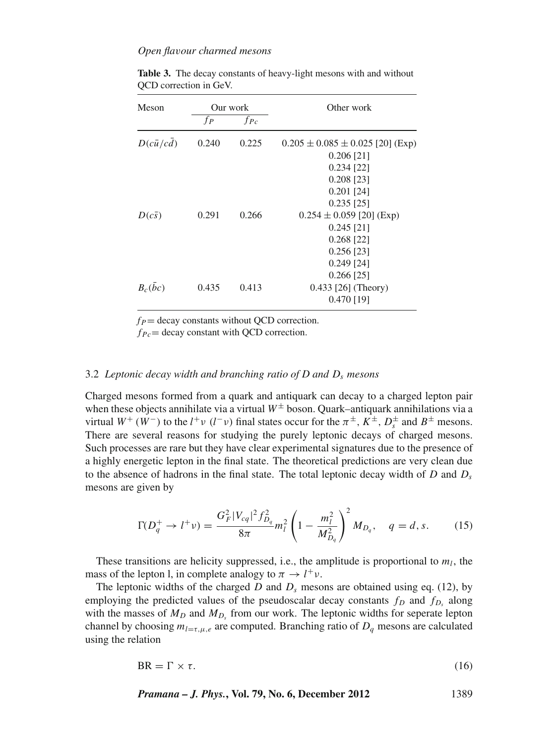**Table 3.** The decay constants of heavy-light mesons with and without QCD correction in GeV.

| Meson | Our work | | Other work |
|---|---|---|---|
| | $f_P$ | $f_{Pc}$ | |
| $D(c\bar{u}/c\bar{d})$ | 0.240 | 0.225 | $0.205 \pm 0.085 \pm 0.025$ [20] (Exp) |
| | | | 0.206 [21] |
| | | | 0.234 [22] |
| | | | 0.208 [23] |
| | | | 0.201 [24] |
| | | | 0.235 [25] |
| $D(c\bar{s})$ | 0.291 | 0.266 | $0.254 \pm 0.059$ [20] (Exp) |
| | | | 0.245 [21] |
| | | | 0.268 [22] |
| | | | 0.256 [23] |
| | | | 0.249 [24] |
| | | | 0.266 [25] |
| $B_c(\bar{b}c)$ | 0.435 | 0.413 | 0.433 [26] (Theory) |
| | | | 0.470 [19] |

$f_P$ = decay constants without QCD correction.
$f_{Pc}$ = decay constant with QCD correction.

### 3.2 *Leptonic decay width and branching ratio of D and $D_s$ mesons*

Charged mesons formed from a quark and antiquark can decay to a charged lepton pair when these objects annihilate via a virtual $W^{\pm}$ boson. Quark–antiquark annihilations via a virtual $W^{+}$ ($W^{-}$) to the $l^{+}\nu$ ($l^{-}\nu$) final states occur for the $\pi^{\pm}$, $K^{\pm}$, $D_s^{\pm}$ and $B^{\pm}$ mesons. There are several reasons for studying the purely leptonic decays of charged mesons. Such processes are rare but they have clear experimental signatures due to the presence of a highly energetic lepton in the final state. The theoretical predictions are very clean due to the absence of hadrons in the final state. The total leptonic decay width of $D$ and $D_s$ mesons are given by

$$\Gamma(D_q^{+} \to l^{+}\nu) = \frac{G_F^2 |V_{cq}|^2 f_{D_q}^2}{8\pi} m_l^2 \left(1 - \frac{m_l^2}{M_{D_q}^2}\right)^2 M_{D_q}, \quad q = d, s. \tag{15}$$

These transitions are helicity suppressed, i.e., the amplitude is proportional to $m_l$, the mass of the lepton l, in complete analogy to $\pi \to l^{+}\nu$.

The leptonic widths of the charged $D$ and $D_s$ mesons are obtained using eq. (12), by employing the predicted values of the pseudoscalar decay constants $f_D$ and $f_{D_s}$ along with the masses of $M_D$ and $M_{D_s}$ from our work. The leptonic widths for seperate lepton channel by choosing $m_{l=\tau,\mu,e}$ are computed. Branching ratio of $D_q$ mesons are calculated using the relation

$$\text{BR} = \Gamma \times \tau. \tag{16}$$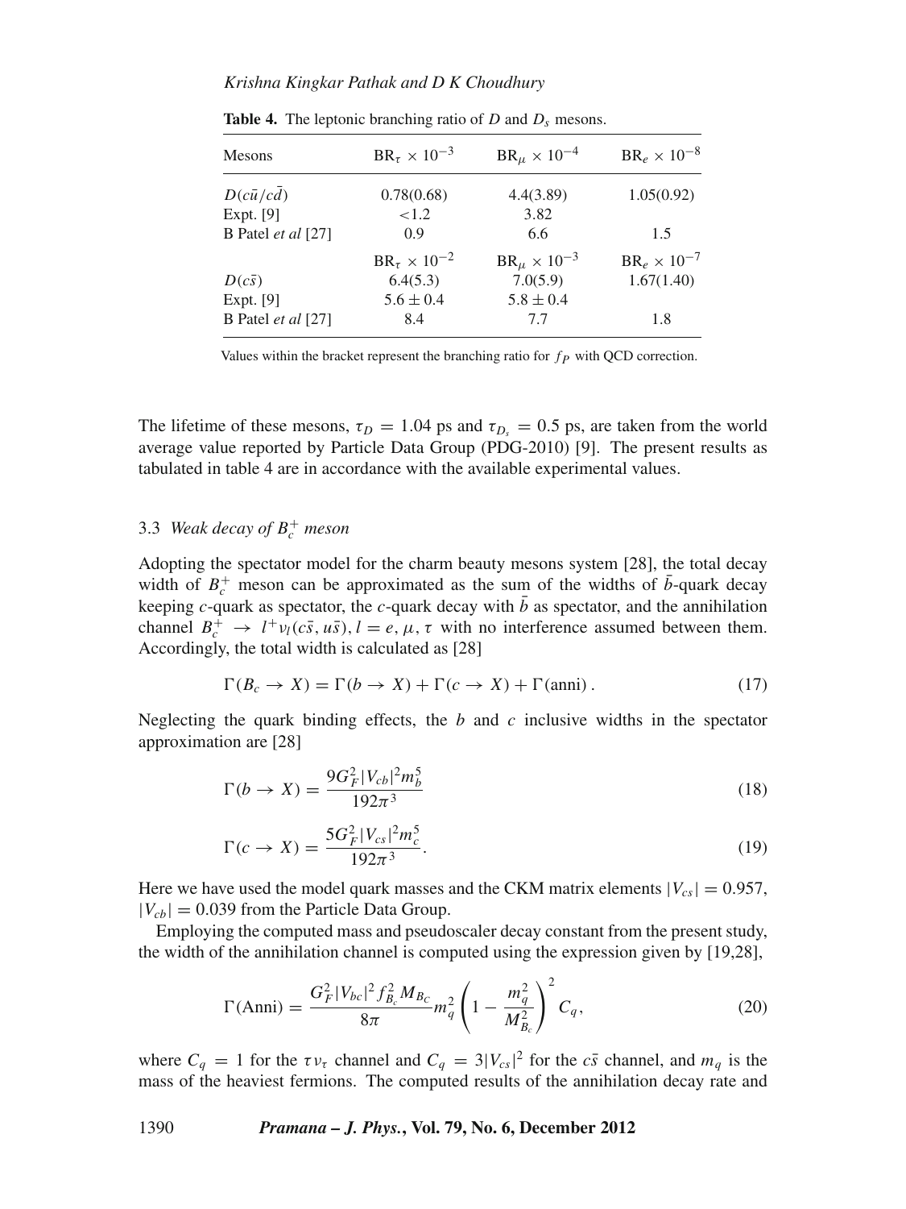**Table 4.** The leptonic branching ratio of $D$ and $D_s$ mesons.

| Mesons | $\mathrm{BR}_\tau \times 10^{-3}$ | $\mathrm{BR}_\mu \times 10^{-4}$ | $\mathrm{BR}_e \times 10^{-8}$ |
|---|---|---|---|
| $D(c\bar{u}/c\bar{d})$ | 0.78(0.68) | 4.4(3.89) | 1.05(0.92) |
| Expt. [9] | <1.2 | 3.82 | |
| B Patel *et al* [27] | 0.9 | 6.6 | 1.5 |
| | $\mathrm{BR}_\tau \times 10^{-2}$ | $\mathrm{BR}_\mu \times 10^{-3}$ | $\mathrm{BR}_e \times 10^{-7}$ |
| $D(c\bar{s})$ | 6.4(5.3) | 7.0(5.9) | 1.67(1.40) |
| Expt. [9] | $5.6 \pm 0.4$ | $5.8 \pm 0.4$ | |
| B Patel *et al* [27] | 8.4 | 7.7 | 1.8 |

Values within the bracket represent the branching ratio for $f_P$ with QCD correction.

The lifetime of these mesons, $\tau_D = 1.04$ ps and $\tau_{D_s} = 0.5$ ps, are taken from the world average value reported by Particle Data Group (PDG-2010) [9]. The present results as tabulated in table 4 are in accordance with the available experimental values.

### 3.3 *Weak decay of $B_c^+$ meson*

Adopting the spectator model for the charm beauty mesons system [28], the total decay width of $B_c^+$ meson can be approximated as the sum of the widths of $\bar{b}$-quark decay keeping $c$-quark as spectator, the $c$-quark decay with $\bar{b}$ as spectator, and the annihilation channel $B_c^+ \to l^+\nu_l(c\bar{s}, u\bar{s}), l = e, \mu, \tau$ with no interference assumed between them. Accordingly, the total width is calculated as [28]

$$\Gamma(B_c \to X) = \Gamma(b \to X) + \Gamma(c \to X) + \Gamma(\mathrm{anni})\,. \tag{17}$$

Neglecting the quark binding effects, the $b$ and $c$ inclusive widths in the spectator approximation are [28]

$$\Gamma(b \to X) = \frac{9G_F^2|V_{cb}|^2 m_b^5}{192\pi^3} \tag{18}$$

$$\Gamma(c \to X) = \frac{5G_F^2|V_{cs}|^2 m_c^5}{192\pi^3}. \tag{19}$$

Here we have used the model quark masses and the CKM matrix elements $|V_{cs}| = 0.957$, $|V_{cb}| = 0.039$ from the Particle Data Group.

Employing the computed mass and pseudoscaler decay constant from the present study, the width of the annihilation channel is computed using the expression given by [19,28],

$$\Gamma(\mathrm{Anni}) = \frac{G_F^2|V_{bc}|^2 f_{B_c}^2 M_{B_c}}{8\pi} m_q^2 \left(1 - \frac{m_q^2}{M_{B_c}^2}\right)^2 C_q, \tag{20}$$

where $C_q = 1$ for the $\tau\nu_\tau$ channel and $C_q = 3|V_{cs}|^2$ for the $c\bar{s}$ channel, and $m_q$ is the mass of the heaviest fermions. The computed results of the annihilation decay rate and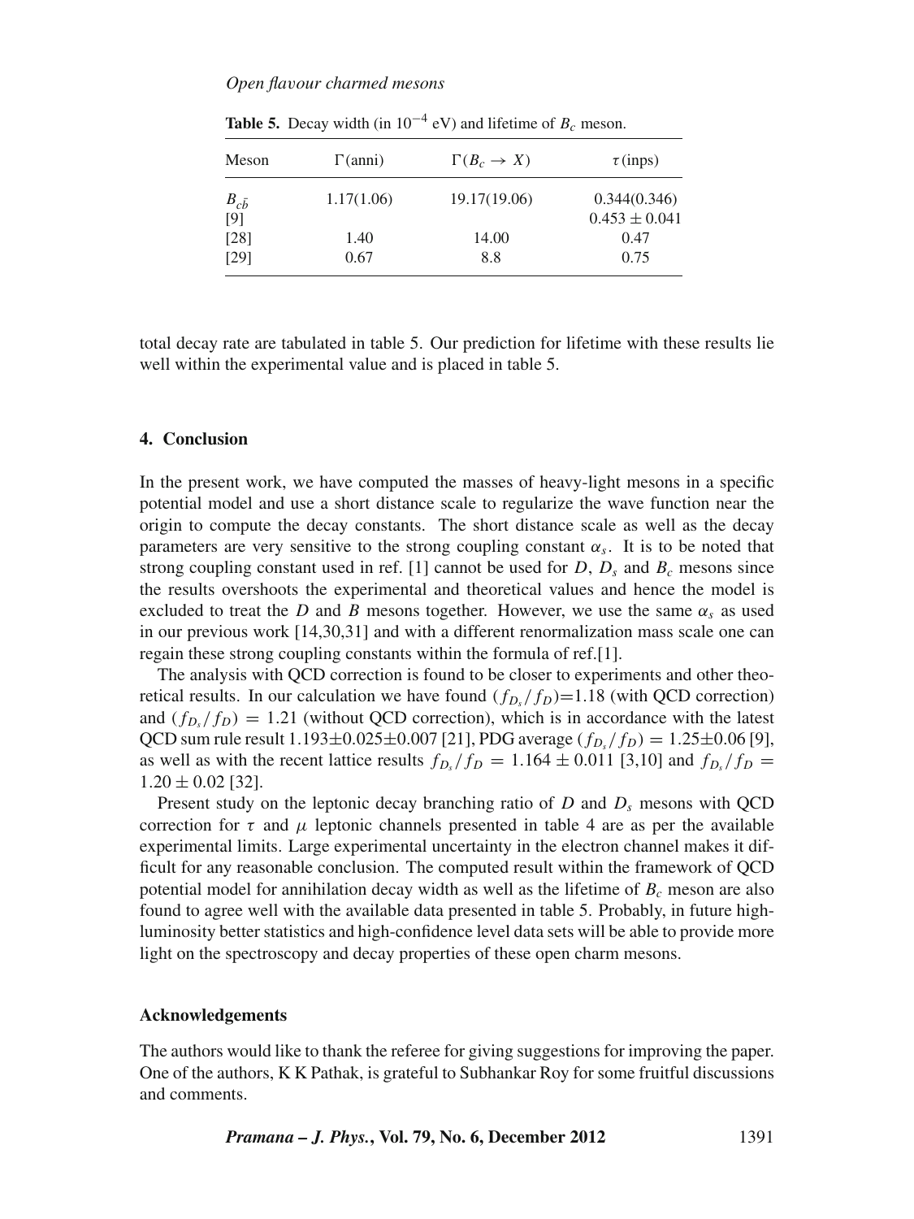**Table 5.** Decay width (in $10^{-4}$ eV) and lifetime of $B_c$ meson.

| Meson | $\Gamma$(anni) | $\Gamma(B_c \to X)$ | $\tau$(inps) |
|---|---|---|---|
| $B_{c\bar{b}}$ | 1.17(1.06) | 19.17(19.06) | 0.344(0.346) |
| [9] | | | $0.453 \pm 0.041$ |
| [28] | 1.40 | 14.00 | 0.47 |
| [29] | 0.67 | 8.8 | 0.75 |

total decay rate are tabulated in table 5. Our prediction for lifetime with these results lie well within the experimental value and is placed in table 5.

## 4. Conclusion

In the present work, we have computed the masses of heavy-light mesons in a specific potential model and use a short distance scale to regularize the wave function near the origin to compute the decay constants. The short distance scale as well as the decay parameters are very sensitive to the strong coupling constant $\alpha_s$. It is to be noted that strong coupling constant used in ref. [1] cannot be used for $D$, $D_s$ and $B_c$ mesons since the results overshoots the experimental and theoretical values and hence the model is excluded to treat the $D$ and $B$ mesons together. However, we use the same $\alpha_s$ as used in our previous work [14,30,31] and with a different renormalization mass scale one can regain these strong coupling constants within the formula of ref.[1].

The analysis with QCD correction is found to be closer to experiments and other theoretical results. In our calculation we have found $(f_{D_s}/f_D)$=1.18 (with QCD correction) and $(f_{D_s}/f_D) = 1.21$ (without QCD correction), which is in accordance with the latest QCD sum rule result 1.193±0.025±0.007 [21], PDG average $(f_{D_s}/f_D) = 1.25 \pm 0.06$ [9], as well as with the recent lattice results $f_{D_s}/f_D = 1.164 \pm 0.011$ [3,10] and $f_{D_s}/f_D = 1.20 \pm 0.02$ [32].

Present study on the leptonic decay branching ratio of $D$ and $D_s$ mesons with QCD correction for $\tau$ and $\mu$ leptonic channels presented in table 4 are as per the available experimental limits. Large experimental uncertainty in the electron channel makes it difficult for any reasonable conclusion. The computed result within the framework of QCD potential model for annihilation decay width as well as the lifetime of $B_c$ meson are also found to agree well with the available data presented in table 5. Probably, in future high-luminosity better statistics and high-confidence level data sets will be able to provide more light on the spectroscopy and decay properties of these open charm mesons.

### Acknowledgements

The authors would like to thank the referee for giving suggestions for improving the paper. One of the authors, K K Pathak, is grateful to Subhankar Roy for some fruitful discussions and comments.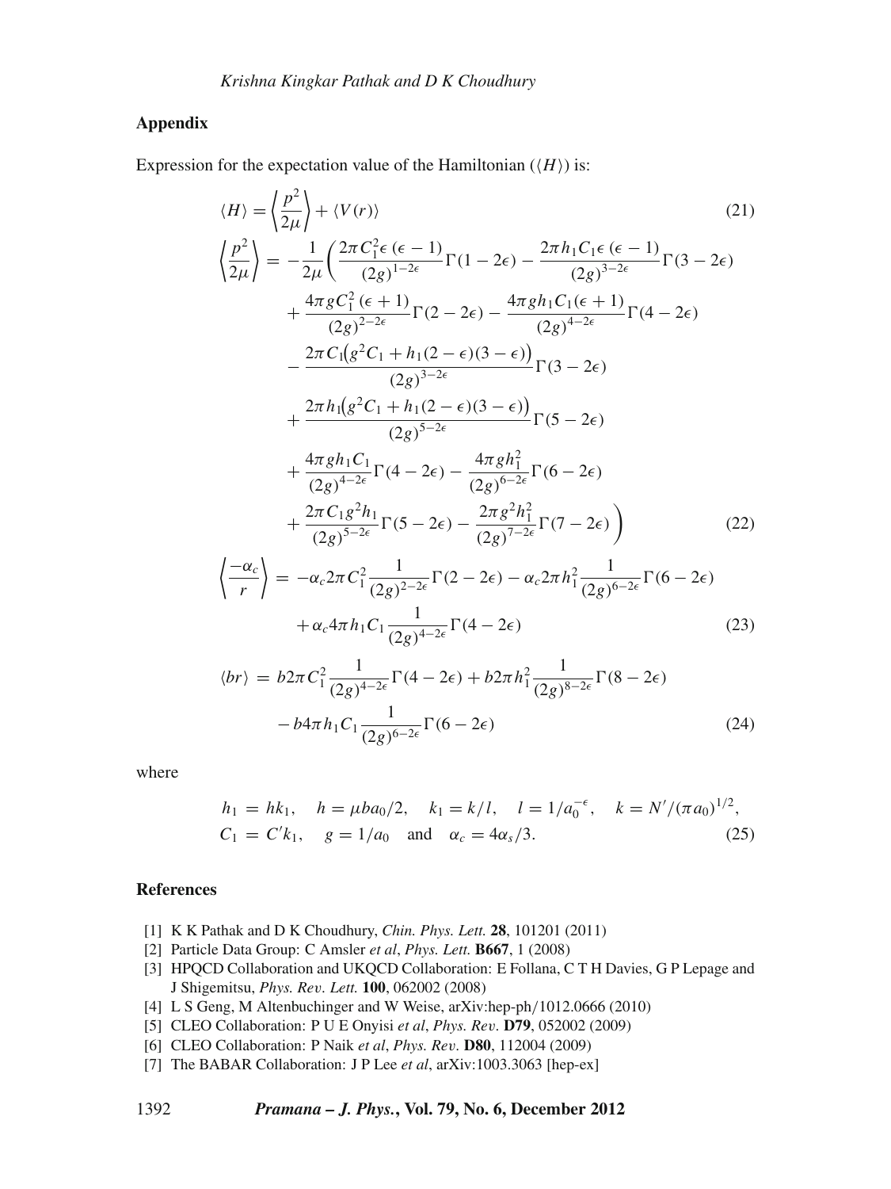## Appendix

Expression for the expectation value of the Hamiltonian ($\langle H \rangle$) is:

$$\langle H \rangle = \left\langle \frac{p^2}{2\mu} \right\rangle + \langle V(r) \rangle \tag{21}$$

$$\begin{aligned}
\left\langle \frac{p^2}{2\mu} \right\rangle = & -\frac{1}{2\mu}\Bigg( \frac{2\pi C_1^2 \epsilon(\epsilon-1)}{(2g)^{1-2\epsilon}}\Gamma(1-2\epsilon) - \frac{2\pi h_1 C_1 \epsilon(\epsilon-1)}{(2g)^{3-2\epsilon}}\Gamma(3-2\epsilon) \\
& + \frac{4\pi g C_1^2(\epsilon+1)}{(2g)^{2-2\epsilon}}\Gamma(2-2\epsilon) - \frac{4\pi g h_1 C_1(\epsilon+1)}{(2g)^{4-2\epsilon}}\Gamma(4-2\epsilon) \\
& - \frac{2\pi C_1\big(g^2 C_1 + h_1(2-\epsilon)(3-\epsilon)\big)}{(2g)^{3-2\epsilon}}\Gamma(3-2\epsilon) \\
& + \frac{2\pi h_1\big(g^2 C_1 + h_1(2-\epsilon)(3-\epsilon)\big)}{(2g)^{5-2\epsilon}}\Gamma(5-2\epsilon) \\
& + \frac{4\pi g h_1 C_1}{(2g)^{4-2\epsilon}}\Gamma(4-2\epsilon) - \frac{4\pi g h_1^2}{(2g)^{6-2\epsilon}}\Gamma(6-2\epsilon) \\
& + \frac{2\pi C_1 g^2 h_1}{(2g)^{5-2\epsilon}}\Gamma(5-2\epsilon) - \frac{2\pi g^2 h_1^2}{(2g)^{7-2\epsilon}}\Gamma(7-2\epsilon) \Bigg)
\end{aligned} \tag{22}$$

$$\begin{aligned}
\left\langle \frac{-\alpha_c}{r} \right\rangle = & -\alpha_c 2\pi C_1^2 \frac{1}{(2g)^{2-2\epsilon}}\Gamma(2-2\epsilon) - \alpha_c 2\pi h_1^2 \frac{1}{(2g)^{6-2\epsilon}}\Gamma(6-2\epsilon) \\
& + \alpha_c 4\pi h_1 C_1 \frac{1}{(2g)^{4-2\epsilon}}\Gamma(4-2\epsilon)
\end{aligned} \tag{23}$$

$$\begin{aligned}
\langle br \rangle = & \; b 2\pi C_1^2 \frac{1}{(2g)^{4-2\epsilon}}\Gamma(4-2\epsilon) + b 2\pi h_1^2 \frac{1}{(2g)^{8-2\epsilon}}\Gamma(8-2\epsilon) \\
& - b 4\pi h_1 C_1 \frac{1}{(2g)^{6-2\epsilon}}\Gamma(6-2\epsilon)
\end{aligned} \tag{24}$$

where

$$\begin{aligned}
& h_1 = h k_1, \quad h = \mu b a_0/2, \quad k_1 = k/l, \quad l = 1/a_0^{-\epsilon}, \quad k = N'/(\pi a_0)^{1/2}, \\
& C_1 = C' k_1, \quad g = 1/a_0 \quad \text{and} \quad \alpha_c = 4\alpha_s/3.
\end{aligned} \tag{25}$$

## References

- [1] K K Pathak and D K Choudhury, *Chin. Phys. Lett.* **28**, 101201 (2011)
- [2] Particle Data Group: C Amsler *et al*, *Phys. Lett.* **B667**, 1 (2008)
- [3] HPQCD Collaboration and UKQCD Collaboration: E Follana, C T H Davies, G P Lepage and J Shigemitsu, *Phys. Rev. Lett.* **100**, 062002 (2008)
- [4] L S Geng, M Altenbuchinger and W Weise, arXiv:hep-ph/1012.0666 (2010)
- [5] CLEO Collaboration: P U E Onyisi *et al*, *Phys. Rev.* **D79**, 052002 (2009)
- [6] CLEO Collaboration: P Naik *et al*, *Phys. Rev.* **D80**, 112004 (2009)
- [7] The BABAR Collaboration: J P Lee *et al*, arXiv:1003.3063 [hep-ex]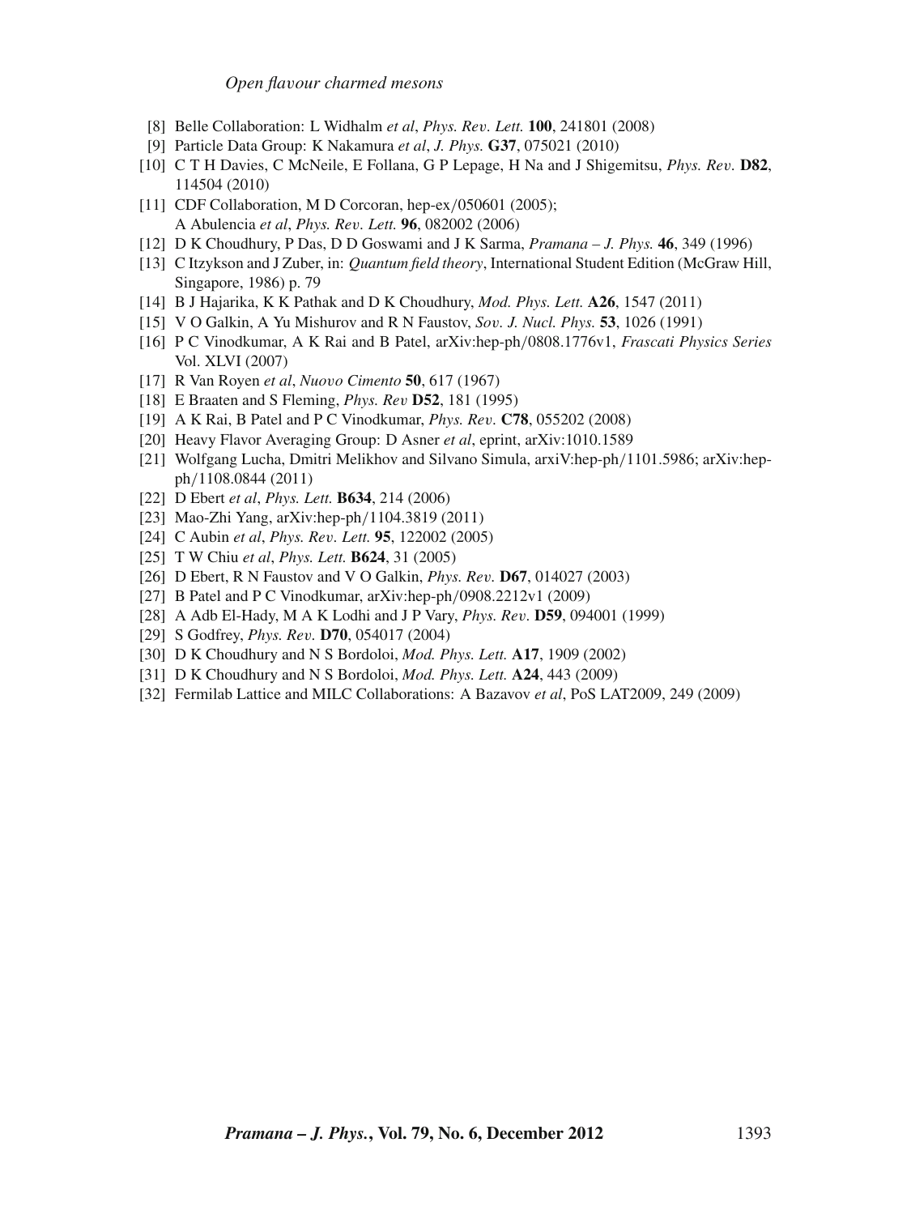[8] Belle Collaboration: L Widhalm *et al*, *Phys. Rev. Lett.* **100**, 241801 (2008)

[9] Particle Data Group: K Nakamura *et al*, *J. Phys.* **G37**, 075021 (2010)

[10] C T H Davies, C McNeile, E Follana, G P Lepage, H Na and J Shigemitsu, *Phys. Rev.* **D82**, 114504 (2010)

[11] CDF Collaboration, M D Corcoran, hep-ex/050601 (2005); A Abulencia *et al*, *Phys. Rev. Lett.* **96**, 082002 (2006)

[12] D K Choudhury, P Das, D D Goswami and J K Sarma, *Pramana – J. Phys.* **46**, 349 (1996)

[13] C Itzykson and J Zuber, in: *Quantum field theory*, International Student Edition (McGraw Hill, Singapore, 1986) p. 79

[14] B J Hajarika, K K Pathak and D K Choudhury, *Mod. Phys. Lett.* **A26**, 1547 (2011)

[15] V O Galkin, A Yu Mishurov and R N Faustov, *Sov. J. Nucl. Phys.* **53**, 1026 (1991)

[16] P C Vinodkumar, A K Rai and B Patel, arXiv:hep-ph/0808.1776v1, *Frascati Physics Series* Vol. XLVI (2007)

[17] R Van Royen *et al*, *Nuovo Cimento* **50**, 617 (1967)

[18] E Braaten and S Fleming, *Phys. Rev* **D52**, 181 (1995)

[19] A K Rai, B Patel and P C Vinodkumar, *Phys. Rev.* **C78**, 055202 (2008)

[20] Heavy Flavor Averaging Group: D Asner *et al*, eprint, arXiv:1010.1589

[21] Wolfgang Lucha, Dmitri Melikhov and Silvano Simula, arxiV:hep-ph/1101.5986; arXiv:hep-ph/1108.0844 (2011)

[22] D Ebert *et al*, *Phys. Lett.* **B634**, 214 (2006)

[23] Mao-Zhi Yang, arXiv:hep-ph/1104.3819 (2011)

[24] C Aubin *et al*, *Phys. Rev. Lett.* **95**, 122002 (2005)

[25] T W Chiu *et al*, *Phys. Lett.* **B624**, 31 (2005)

[26] D Ebert, R N Faustov and V O Galkin, *Phys. Rev.* **D67**, 014027 (2003)

[27] B Patel and P C Vinodkumar, arXiv:hep-ph/0908.2212v1 (2009)

[28] A Adb El-Hady, M A K Lodhi and J P Vary, *Phys. Rev.* **D59**, 094001 (1999)

[29] S Godfrey, *Phys. Rev.* **D70**, 054017 (2004)

[30] D K Choudhury and N S Bordoloi, *Mod. Phys. Lett.* **A17**, 1909 (2002)

[31] D K Choudhury and N S Bordoloi, *Mod. Phys. Lett.* **A24**, 443 (2009)

[32] Fermilab Lattice and MILC Collaborations: A Bazavov *et al*, PoS LAT2009, 249 (2009)